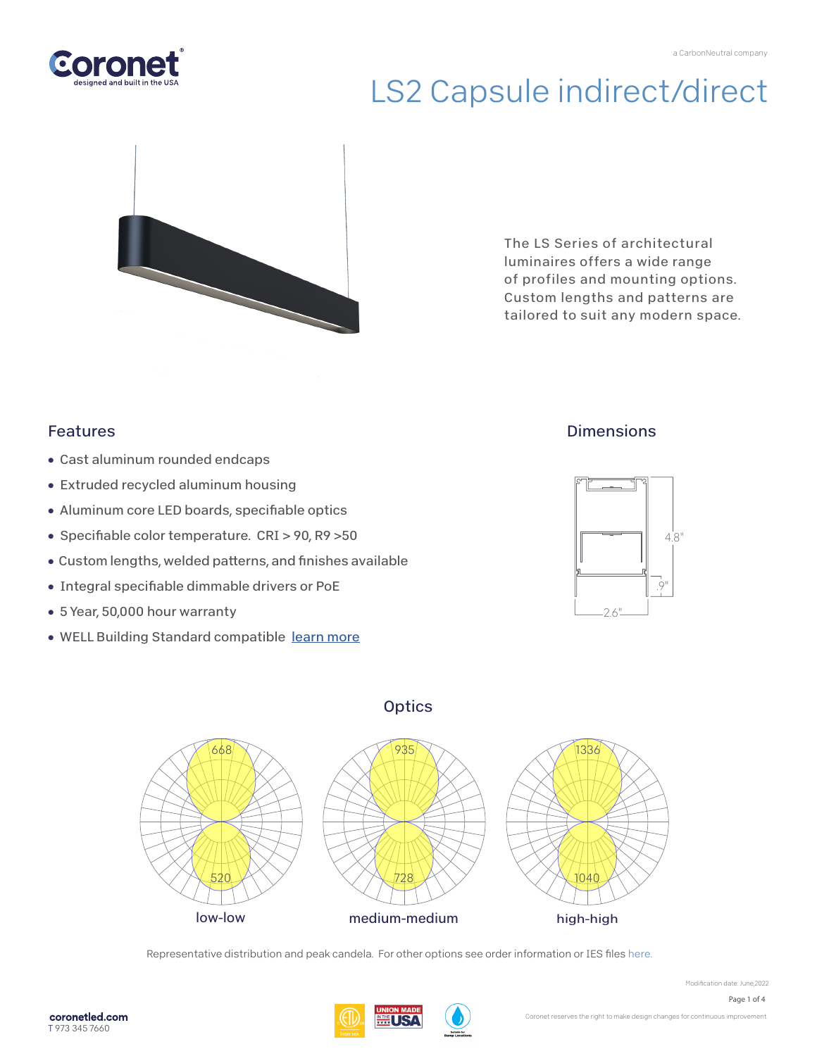a CarbonNeutral company

Coronet
designed and built in the USA

# LS2 Capsule indirect/direct

The LS Series of architectural luminaires offers a wide range of profiles and mounting options. Custom lengths and patterns are tailored to suit any modern space.

## Features

- Cast aluminum rounded endcaps
- Extruded recycled aluminum housing
- Aluminum core LED boards, specifiable optics
- Specifiable color temperature. CRI > 90, R9 >50
- Custom lengths, welded patterns, and finishes available
- Integral specifiable dimmable drivers or PoE
- 5 Year, 50,000 hour warranty
- WELL Building Standard compatible learn more

## Dimensions

4.8"

.9"

2.6"

## Optics

| low-low | medium-medium | high-high |
|---|---|---|
| 668 | 935 | 1336 |
| 520 | 728 | 1040 |

Representative distribution and peak candela. For other options see order information or IES files here.

Modification date: June,2022

coronetled.com
T 973 345 7660

Coronet reserves the right to make design changes for continuous improvement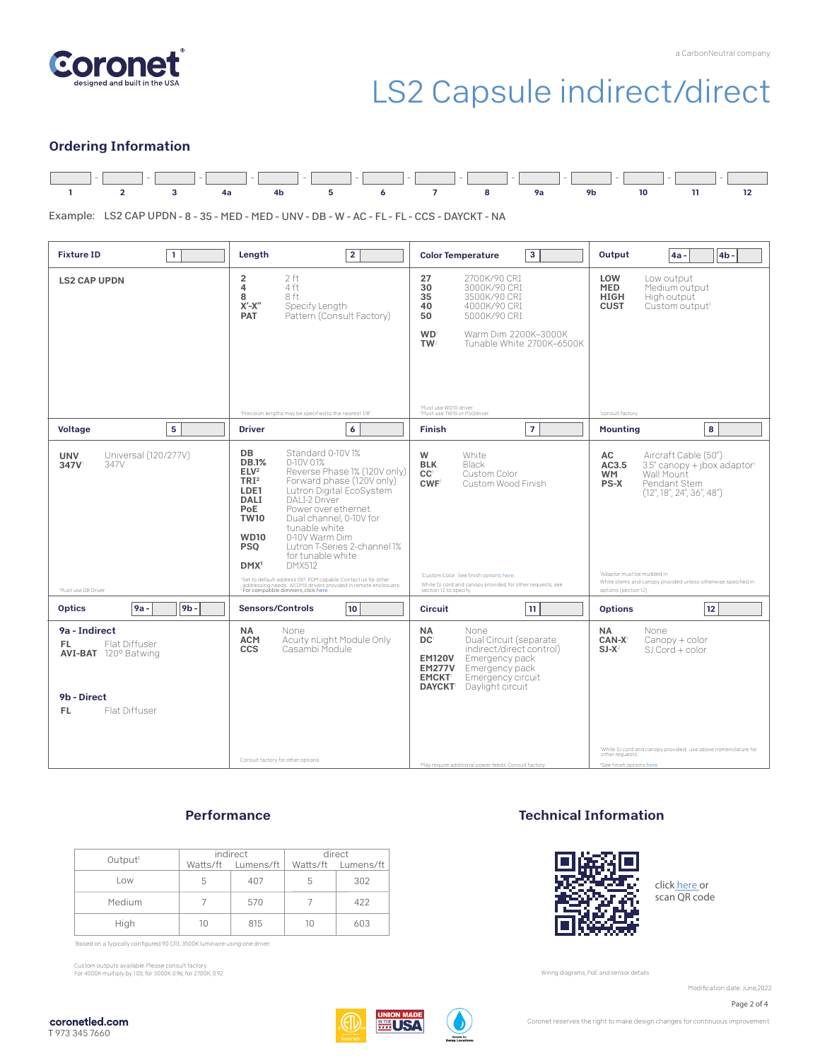# LS2 Capsule indirect/direct

a CarbonNeutral company

## Ordering Information

| 1 | 2 | 3 | 4a | 4b | 5 | 6 | 7 | 8 | 9a | 9b | 10 | 11 | 12 |
|---|---|---|---|---|---|---|---|---|---|---|---|---|---|
| | | | | | | | | | | | | | |

Example: LS2 CAP UPDN - 8 - 35 - MED - MED - UNV - DB - W - AC - FL - FL - CCS - DAYCKT - NA

### Fixture ID [1]

**LS2 CAP UPDN**

### Length [2]

- **2** 2 ft
- **4** 4 ft
- **8** 8 ft
- **X'-X"** Specify Length[1]
- **PAT** Pattern (Consult Factory)

[1]Precision lengths may be specified to the nearest 1/8"

### Color Temperature [3]

- **27** 2700K/90 CRI
- **30** 3000K/90 CRI
- **35** 3500K/90 CRI
- **40** 4000K/90 CRI
- **50** 5000K/90 CRI
- **WD**[1] Warm Dim 2200K–3000K
- **TW**[2] Tunable White 2700K–6500K

[1]Must use WD10 driver
[2]Must use TW10 or PSQdriver

### Output [4a - / 4b -]

- **LOW** Low output
- **MED** Medium output
- **HIGH** High output
- **CUST** Custom output[1]

[1]consult factory

### Voltage [5]

- **UNV** Universal (120/277V)
- **347V**[1] 347V

[1]Must use DB Driver

### Driver [6]

- **DB** Standard 0-10V 1%
- **DB.1%** 0-10V 0.1%
- **ELV**[2] Reverse Phase 1% (120V only)
- **TRI**[2] Forward phase (120V only)
- **LDE1** Lutron Digital EcoSystem
- **DALI** DALI-2 Driver
- **PoE** Power over ethernet
- **TW10** Dual channel, 0-10V for tunable white
- **WD10** 0-10V Warm Dim
- **PSQ** Lutron T-Series 2-channel 1% for tunable white
- **DMX**[1] DMX512

[1]Set to default address 001. RDM capable. Contact us for other addressing needs. All DMX drivers provided in remote enclosures.
[2]For compatible dimmers, click here.

### Finish [7]

- **W** White
- **BLK** Black
- **CC**[1] Custom Color
- **CWF**[1] Custom Wood Finish

[1]Custom Color. See finish options here.
White SJ cord and canopy provided; for other requests, see section 12 to specify

### Mounting [8]

- **AC** Aircraft Cable (50")
- **AC3.5** 3.5" canopy + jbox adaptor[1]
- **WM** Wall Mount
- **PS-X** Pendant Stem (12", 18", 24", 36", 48")

[1]Adaptor must be mudded-in
White stems and canopy provided unless otherwise specified in options (section 12)

### Optics [9a - / 9b -]

**9a - Indirect**

- **FL** Flat Diffuser
- **AVI-BAT** 120º Batwing

**9b - Direct**

- **FL** Flat Diffuser

### Sensors/Controls [10]

- **NA** None
- **ACM** Acuity nLight Module Only
- **CCS** Casambi Module

Consult factory for other options

### Circuit [11]

- **NA** None
- **DC**[1] Dual Circuit (separate indirect/direct control)
- **EM120V** Emergency pack
- **EM277V** Emergency pack
- **EMCKT**[1] Emergency circuit
- **DAYCKT**[1] Daylight circuit

[1]May require additional power feeds. Consult factory

### Options [12]

- **NA** None
- **CAN-X**[1] Canopy + color
- **SJ-X**[2] SJ Cord + color

[1]White SJ cord and canopy provided; use above nomenclature for other requests
[2]See finish options here.

## Performance

| Output[1] | indirect | | direct | |
|---|---|---|---|---|
| | Watts/ft | Lumens/ft | Watts/ft | Lumens/ft |
| Low | 5 | 407 | 5 | 302 |
| Medium | 7 | 570 | 7 | 422 |
| High | 10 | 815 | 10 | 603 |

[1]Based on a typically configured 90 CRI, 3500K luminaire using one driver.

Custom outputs available. Please consult factory.
For 4000K multiply by 1.05; for 3000K 0.96; for 2700K, 0.92

## Technical Information

click here or scan QR code

Wiring diagrams, PoE and sensor details

Modification date: June,2022

coronetled.com
T 973 345 7660

Coronet reserves the right to make design changes for continuous improvement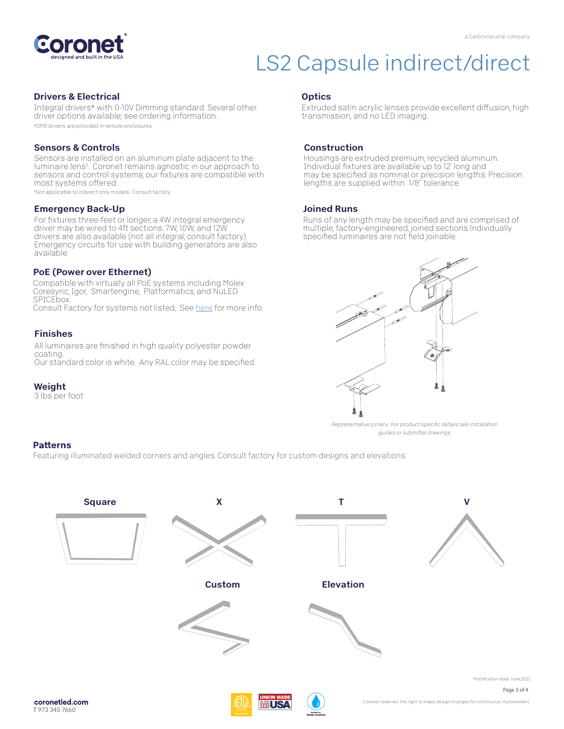# LS2 Capsule indirect/direct

## Drivers & Electrical

Integral drivers* with 0-10V Dimming standard. Several other driver options available; see ordering information.

*DMX drivers are provided in remote enclosures.

## Sensors & Controls

Sensors are installed on an aluminum plate adjacent to the luminaire lens[1]. Coronet remains agnostic in our approach to sensors and control systems; our fixtures are compatible with most systems offered.

[1]Not applicable to indirect only models. Consult factory.

## Emergency Back-Up

For fixtures three-feet or longer, a 4W integral emergency driver may be wired to 4ft sections. 7W, 10W, and 12W drivers are also available (not all integral; consult factory). Emergency circuits for use with building generators are also available.

## PoE (Power over Ethernet)

Compatible with virtually all PoE systems including Molex Coresync, Igor, Smartengine, Platformatics, and NuLED SPICEbox.
Consult Factory for systems not listed, See here for more info.

## Finishes

All luminaires are finished in high quality polyester powder coating.
Our standard color is white. Any RAL color may be specified.

## Weight

3 lbs per foot

## Optics

Extruded satin acrylic lenses provide excellent diffusion, high transmission, and no LED imaging.

## Construction

Housings are extruded premium, recycled aluminum. Individual fixtures are available up to 12' long and may be specified as nominal or precision lengths. Precision lengths are supplied within 1/8" tolerance.

## Joined Runs

Runs of any length may be specified and are comprised of multiple, factory-engineered, joined sections Individually specified luminaires are not field joinable.

Representative joinery. For product specific details see installation guides or submittal drawings.

## Patterns

Featuring illuminated welded corners and angles. Consult factory for custom designs and elevations.

Square

X

T

V

Custom

Elevation

Modification date: June,2022

**coronetled.com**
T 973 345 7660

Coronet reserves the right to make design changes for continuous improvement.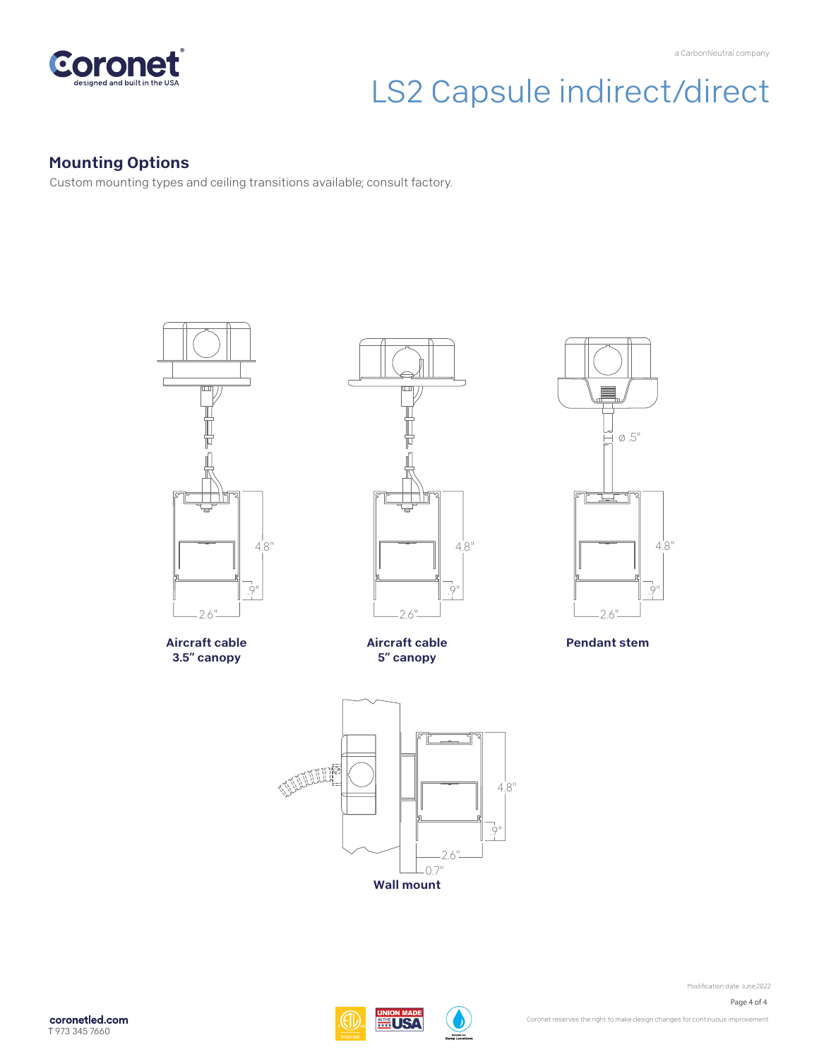Coronet
designed and built in the USA

a CarbonNeutral company

# LS2 Capsule indirect/direct

## Mounting Options

Custom mounting types and ceiling transitions available; consult factory.

4.8"
.9"
2.6"

**Aircraft cable**
**3.5" canopy**

4.8"
.9"
2.6"

**Aircraft cable**
**5" canopy**

ø .5"
4.8"
.9"
2.6"

**Pendant stem**

4.8"
.9"
2.6"
0.7"

**Wall mount**

**coronetled.com**
T 973 345 7660

Modification date: June,2022

Coronet reserves the right to make design changes for continuous improvement